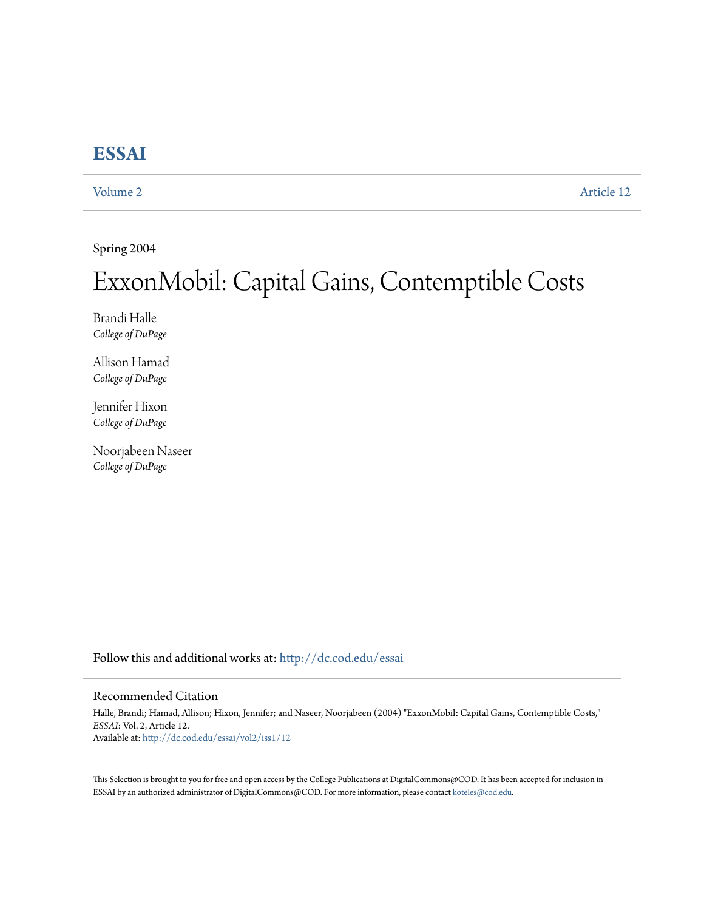# ESSAI

Volume 2 Article 12

Spring 2004

# ExxonMobil: Capital Gains, Contemptible Costs

Brandi Halle
*College of DuPage*

Allison Hamad
*College of DuPage*

Jennifer Hixon
*College of DuPage*

Noorjabeen Naseer
*College of DuPage*

Follow this and additional works at: http://dc.cod.edu/essai

## Recommended Citation

Halle, Brandi; Hamad, Allison; Hixon, Jennifer; and Naseer, Noorjabeen (2004) "ExxonMobil: Capital Gains, Contemptible Costs," *ESSAI*: Vol. 2, Article 12.
Available at: http://dc.cod.edu/essai/vol2/iss1/12

This Selection is brought to you for free and open access by the College Publications at DigitalCommons@COD. It has been accepted for inclusion in ESSAI by an authorized administrator of DigitalCommons@COD. For more information, please contact koteles@cod.edu.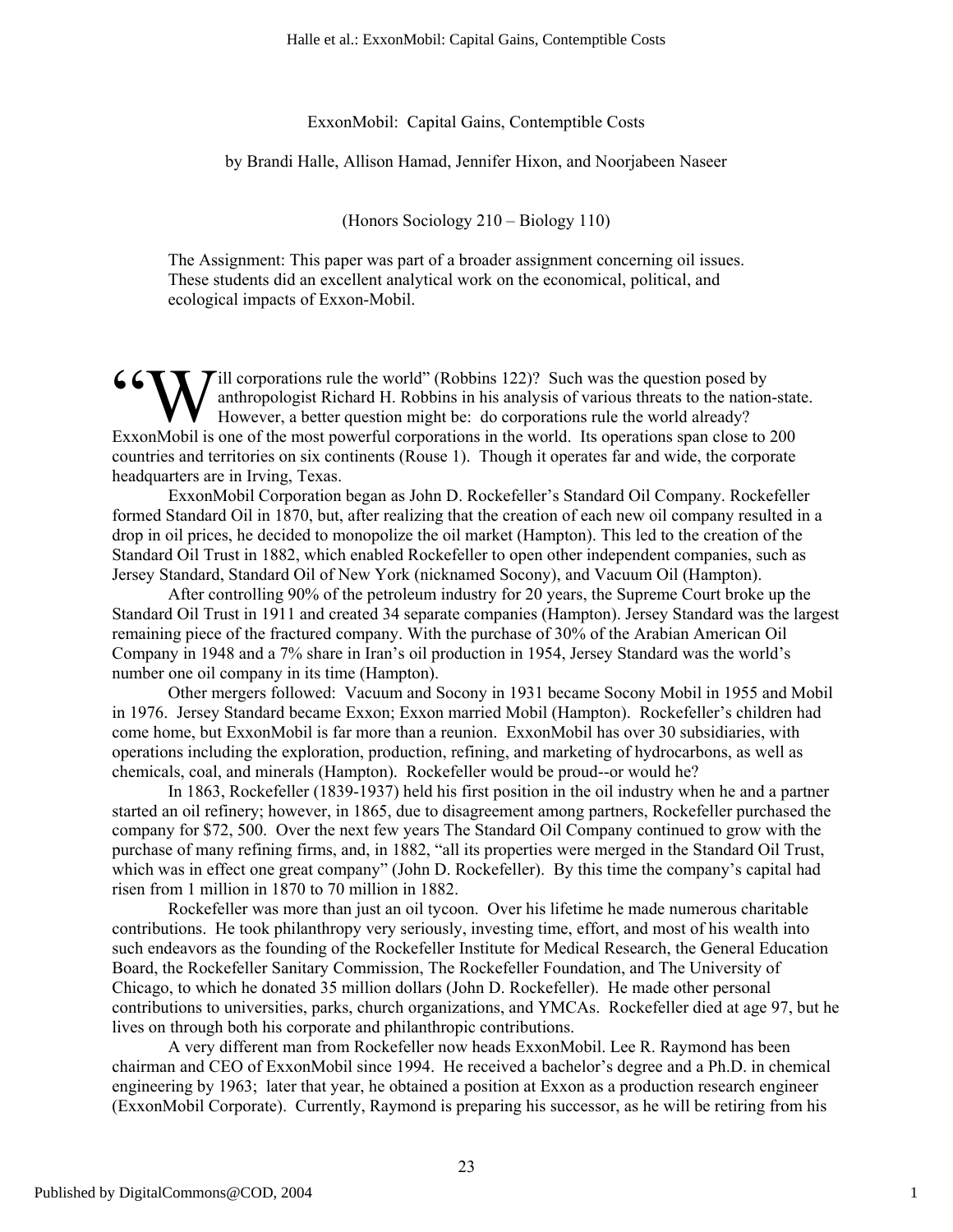# ExxonMobil: Capital Gains, Contemptible Costs

by Brandi Halle, Allison Hamad, Jennifer Hixon, and Noorjabeen Naseer

(Honors Sociology 210 – Biology 110)

> The Assignment: This paper was part of a broader assignment concerning oil issues. These students did an excellent analytical work on the economical, political, and ecological impacts of Exxon-Mobil.

"Will corporations rule the world" (Robbins 122)? Such was the question posed by anthropologist Richard H. Robbins in his analysis of various threats to the nation-state. However, a better question might be: do corporations rule the world already? ExxonMobil is one of the most powerful corporations in the world. Its operations span close to 200 countries and territories on six continents (Rouse 1). Though it operates far and wide, the corporate headquarters are in Irving, Texas.

ExxonMobil Corporation began as John D. Rockefeller's Standard Oil Company. Rockefeller formed Standard Oil in 1870, but, after realizing that the creation of each new oil company resulted in a drop in oil prices, he decided to monopolize the oil market (Hampton). This led to the creation of the Standard Oil Trust in 1882, which enabled Rockefeller to open other independent companies, such as Jersey Standard, Standard Oil of New York (nicknamed Socony), and Vacuum Oil (Hampton).

After controlling 90% of the petroleum industry for 20 years, the Supreme Court broke up the Standard Oil Trust in 1911 and created 34 separate companies (Hampton). Jersey Standard was the largest remaining piece of the fractured company. With the purchase of 30% of the Arabian American Oil Company in 1948 and a 7% share in Iran's oil production in 1954, Jersey Standard was the world's number one oil company in its time (Hampton).

Other mergers followed: Vacuum and Socony in 1931 became Socony Mobil in 1955 and Mobil in 1976. Jersey Standard became Exxon; Exxon married Mobil (Hampton). Rockefeller's children had come home, but ExxonMobil is far more than a reunion. ExxonMobil has over 30 subsidiaries, with operations including the exploration, production, refining, and marketing of hydrocarbons, as well as chemicals, coal, and minerals (Hampton). Rockefeller would be proud--or would he?

In 1863, Rockefeller (1839-1937) held his first position in the oil industry when he and a partner started an oil refinery; however, in 1865, due to disagreement among partners, Rockefeller purchased the company for $72, 500. Over the next few years The Standard Oil Company continued to grow with the purchase of many refining firms, and, in 1882, "all its properties were merged in the Standard Oil Trust, which was in effect one great company" (John D. Rockefeller). By this time the company's capital had risen from 1 million in 1870 to 70 million in 1882.

Rockefeller was more than just an oil tycoon. Over his lifetime he made numerous charitable contributions. He took philanthropy very seriously, investing time, effort, and most of his wealth into such endeavors as the founding of the Rockefeller Institute for Medical Research, the General Education Board, the Rockefeller Sanitary Commission, The Rockefeller Foundation, and The University of Chicago, to which he donated 35 million dollars (John D. Rockefeller). He made other personal contributions to universities, parks, church organizations, and YMCAs. Rockefeller died at age 97, but he lives on through both his corporate and philanthropic contributions.

A very different man from Rockefeller now heads ExxonMobil. Lee R. Raymond has been chairman and CEO of ExxonMobil since 1994. He received a bachelor's degree and a Ph.D. in chemical engineering by 1963; later that year, he obtained a position at Exxon as a production research engineer (ExxonMobil Corporate). Currently, Raymond is preparing his successor, as he will be retiring from his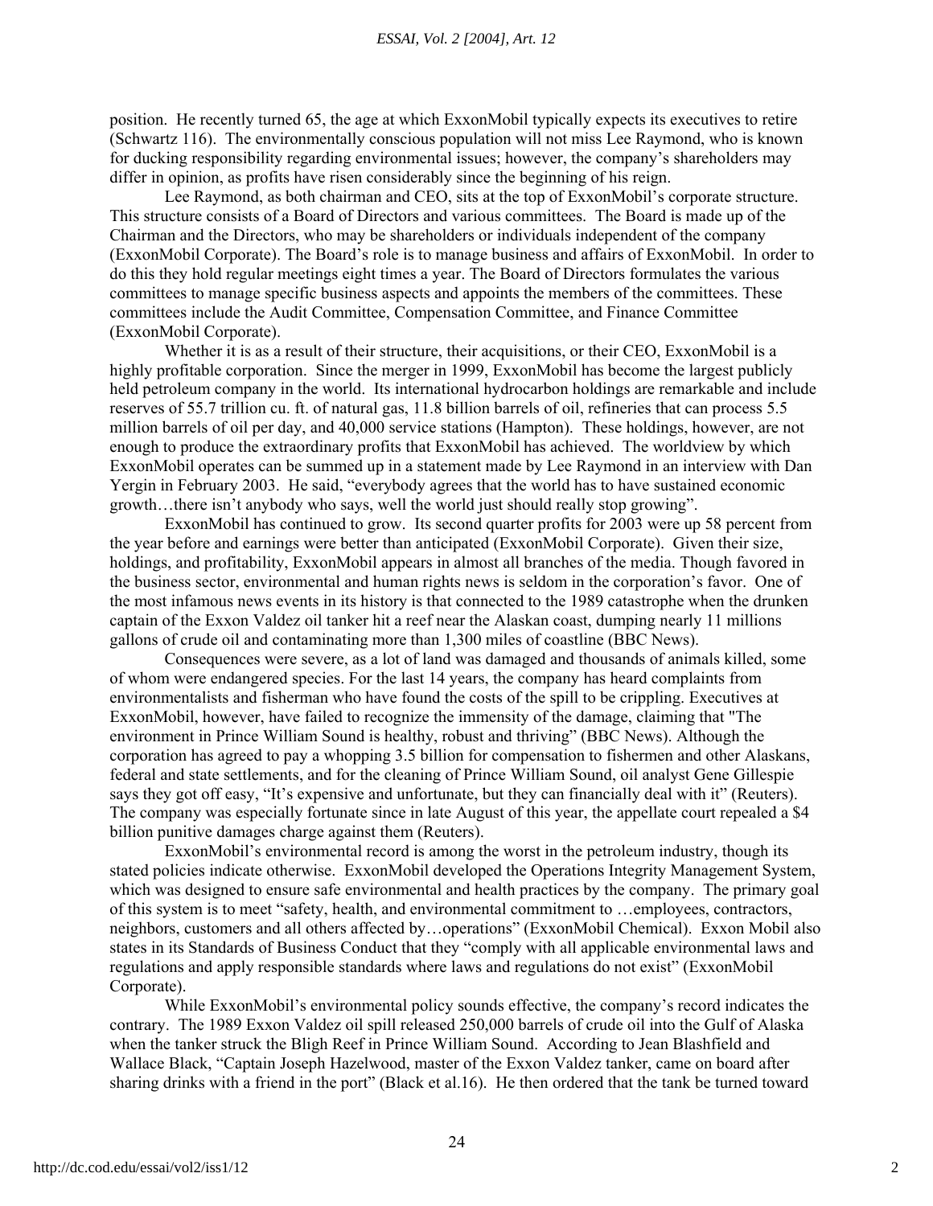position. He recently turned 65, the age at which ExxonMobil typically expects its executives to retire (Schwartz 116). The environmentally conscious population will not miss Lee Raymond, who is known for ducking responsibility regarding environmental issues; however, the company's shareholders may differ in opinion, as profits have risen considerably since the beginning of his reign.

Lee Raymond, as both chairman and CEO, sits at the top of ExxonMobil's corporate structure. This structure consists of a Board of Directors and various committees. The Board is made up of the Chairman and the Directors, who may be shareholders or individuals independent of the company (ExxonMobil Corporate). The Board's role is to manage business and affairs of ExxonMobil. In order to do this they hold regular meetings eight times a year. The Board of Directors formulates the various committees to manage specific business aspects and appoints the members of the committees. These committees include the Audit Committee, Compensation Committee, and Finance Committee (ExxonMobil Corporate).

Whether it is as a result of their structure, their acquisitions, or their CEO, ExxonMobil is a highly profitable corporation. Since the merger in 1999, ExxonMobil has become the largest publicly held petroleum company in the world. Its international hydrocarbon holdings are remarkable and include reserves of 55.7 trillion cu. ft. of natural gas, 11.8 billion barrels of oil, refineries that can process 5.5 million barrels of oil per day, and 40,000 service stations (Hampton). These holdings, however, are not enough to produce the extraordinary profits that ExxonMobil has achieved. The worldview by which ExxonMobil operates can be summed up in a statement made by Lee Raymond in an interview with Dan Yergin in February 2003. He said, "everybody agrees that the world has to have sustained economic growth…there isn't anybody who says, well the world just should really stop growing".

ExxonMobil has continued to grow. Its second quarter profits for 2003 were up 58 percent from the year before and earnings were better than anticipated (ExxonMobil Corporate). Given their size, holdings, and profitability, ExxonMobil appears in almost all branches of the media. Though favored in the business sector, environmental and human rights news is seldom in the corporation's favor. One of the most infamous news events in its history is that connected to the 1989 catastrophe when the drunken captain of the Exxon Valdez oil tanker hit a reef near the Alaskan coast, dumping nearly 11 millions gallons of crude oil and contaminating more than 1,300 miles of coastline (BBC News).

Consequences were severe, as a lot of land was damaged and thousands of animals killed, some of whom were endangered species. For the last 14 years, the company has heard complaints from environmentalists and fisherman who have found the costs of the spill to be crippling. Executives at ExxonMobil, however, have failed to recognize the immensity of the damage, claiming that "The environment in Prince William Sound is healthy, robust and thriving" (BBC News). Although the corporation has agreed to pay a whopping 3.5 billion for compensation to fishermen and other Alaskans, federal and state settlements, and for the cleaning of Prince William Sound, oil analyst Gene Gillespie says they got off easy, "It's expensive and unfortunate, but they can financially deal with it" (Reuters). The company was especially fortunate since in late August of this year, the appellate court repealed a $4 billion punitive damages charge against them (Reuters).

ExxonMobil's environmental record is among the worst in the petroleum industry, though its stated policies indicate otherwise. ExxonMobil developed the Operations Integrity Management System, which was designed to ensure safe environmental and health practices by the company. The primary goal of this system is to meet "safety, health, and environmental commitment to …employees, contractors, neighbors, customers and all others affected by…operations" (ExxonMobil Chemical). Exxon Mobil also states in its Standards of Business Conduct that they "comply with all applicable environmental laws and regulations and apply responsible standards where laws and regulations do not exist" (ExxonMobil Corporate).

While ExxonMobil's environmental policy sounds effective, the company's record indicates the contrary. The 1989 Exxon Valdez oil spill released 250,000 barrels of crude oil into the Gulf of Alaska when the tanker struck the Bligh Reef in Prince William Sound. According to Jean Blashfield and Wallace Black, "Captain Joseph Hazelwood, master of the Exxon Valdez tanker, came on board after sharing drinks with a friend in the port" (Black et al.16). He then ordered that the tank be turned toward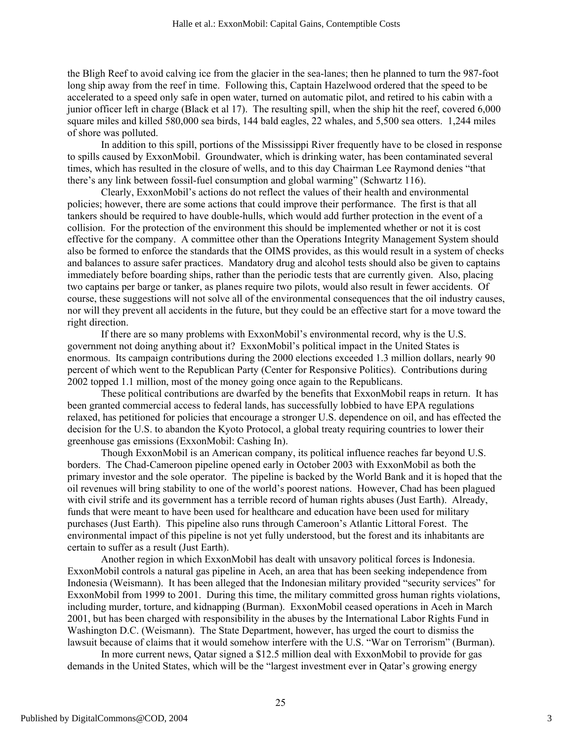the Bligh Reef to avoid calving ice from the glacier in the sea-lanes; then he planned to turn the 987-foot long ship away from the reef in time. Following this, Captain Hazelwood ordered that the speed to be accelerated to a speed only safe in open water, turned on automatic pilot, and retired to his cabin with a junior officer left in charge (Black et al 17). The resulting spill, when the ship hit the reef, covered 6,000 square miles and killed 580,000 sea birds, 144 bald eagles, 22 whales, and 5,500 sea otters. 1,244 miles of shore was polluted.

In addition to this spill, portions of the Mississippi River frequently have to be closed in response to spills caused by ExxonMobil. Groundwater, which is drinking water, has been contaminated several times, which has resulted in the closure of wells, and to this day Chairman Lee Raymond denies "that there's any link between fossil-fuel consumption and global warming" (Schwartz 116).

Clearly, ExxonMobil's actions do not reflect the values of their health and environmental policies; however, there are some actions that could improve their performance. The first is that all tankers should be required to have double-hulls, which would add further protection in the event of a collision. For the protection of the environment this should be implemented whether or not it is cost effective for the company. A committee other than the Operations Integrity Management System should also be formed to enforce the standards that the OIMS provides, as this would result in a system of checks and balances to assure safer practices. Mandatory drug and alcohol tests should also be given to captains immediately before boarding ships, rather than the periodic tests that are currently given. Also, placing two captains per barge or tanker, as planes require two pilots, would also result in fewer accidents. Of course, these suggestions will not solve all of the environmental consequences that the oil industry causes, nor will they prevent all accidents in the future, but they could be an effective start for a move toward the right direction.

If there are so many problems with ExxonMobil's environmental record, why is the U.S. government not doing anything about it? ExxonMobil's political impact in the United States is enormous. Its campaign contributions during the 2000 elections exceeded 1.3 million dollars, nearly 90 percent of which went to the Republican Party (Center for Responsive Politics). Contributions during 2002 topped 1.1 million, most of the money going once again to the Republicans.

These political contributions are dwarfed by the benefits that ExxonMobil reaps in return. It has been granted commercial access to federal lands, has successfully lobbied to have EPA regulations relaxed, has petitioned for policies that encourage a stronger U.S. dependence on oil, and has effected the decision for the U.S. to abandon the Kyoto Protocol, a global treaty requiring countries to lower their greenhouse gas emissions (ExxonMobil: Cashing In).

Though ExxonMobil is an American company, its political influence reaches far beyond U.S. borders. The Chad-Cameroon pipeline opened early in October 2003 with ExxonMobil as both the primary investor and the sole operator. The pipeline is backed by the World Bank and it is hoped that the oil revenues will bring stability to one of the world's poorest nations. However, Chad has been plagued with civil strife and its government has a terrible record of human rights abuses (Just Earth). Already, funds that were meant to have been used for healthcare and education have been used for military purchases (Just Earth). This pipeline also runs through Cameroon's Atlantic Littoral Forest. The environmental impact of this pipeline is not yet fully understood, but the forest and its inhabitants are certain to suffer as a result (Just Earth).

Another region in which ExxonMobil has dealt with unsavory political forces is Indonesia. ExxonMobil controls a natural gas pipeline in Aceh, an area that has been seeking independence from Indonesia (Weismann). It has been alleged that the Indonesian military provided "security services" for ExxonMobil from 1999 to 2001. During this time, the military committed gross human rights violations, including murder, torture, and kidnapping (Burman). ExxonMobil ceased operations in Aceh in March 2001, but has been charged with responsibility in the abuses by the International Labor Rights Fund in Washington D.C. (Weismann). The State Department, however, has urged the court to dismiss the lawsuit because of claims that it would somehow interfere with the U.S. "War on Terrorism" (Burman).

In more current news, Qatar signed a $12.5 million deal with ExxonMobil to provide for gas demands in the United States, which will be the "largest investment ever in Qatar's growing energy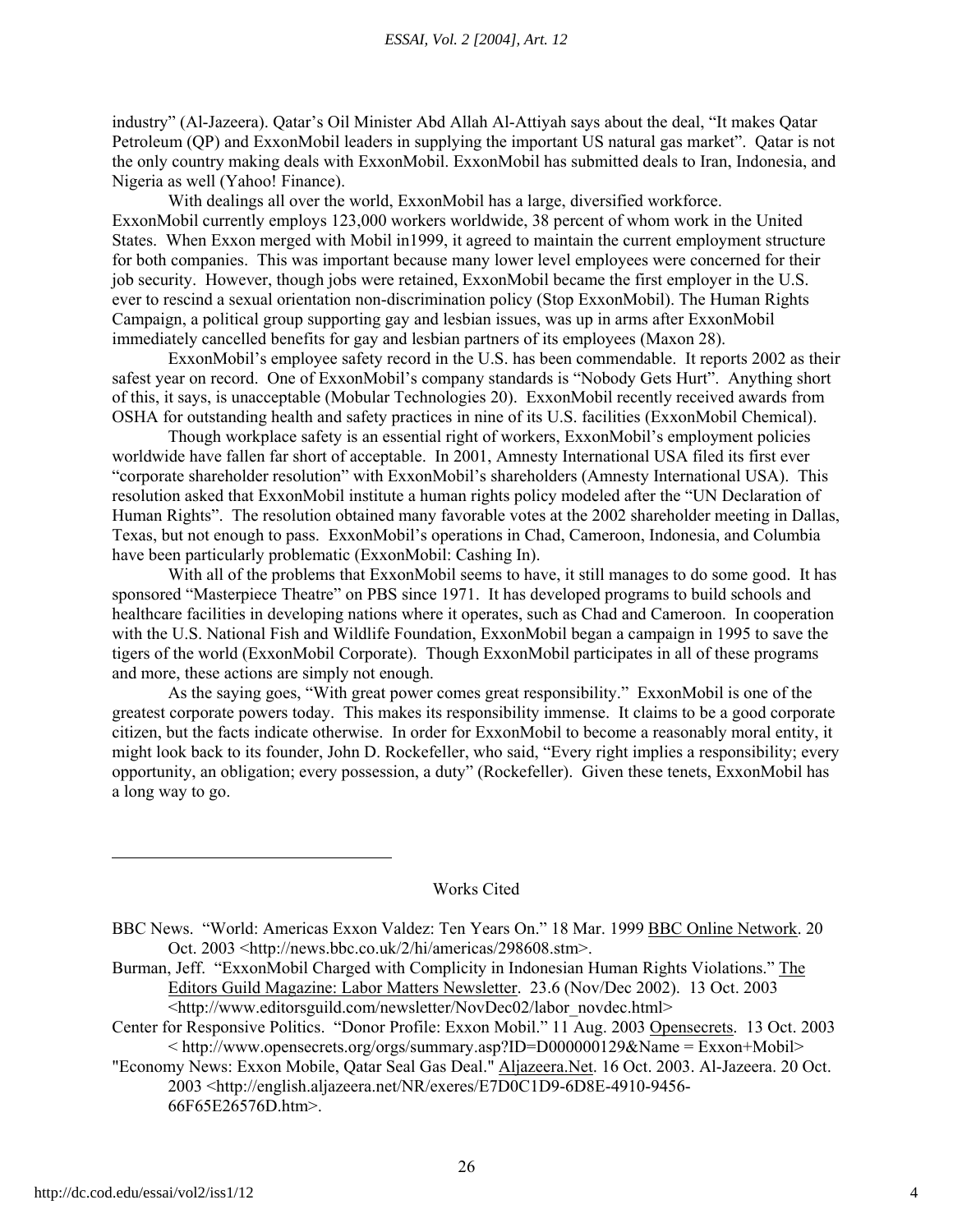industry" (Al-Jazeera). Qatar's Oil Minister Abd Allah Al-Attiyah says about the deal, "It makes Qatar Petroleum (QP) and ExxonMobil leaders in supplying the important US natural gas market". Qatar is not the only country making deals with ExxonMobil. ExxonMobil has submitted deals to Iran, Indonesia, and Nigeria as well (Yahoo! Finance).

With dealings all over the world, ExxonMobil has a large, diversified workforce. ExxonMobil currently employs 123,000 workers worldwide, 38 percent of whom work in the United States. When Exxon merged with Mobil in1999, it agreed to maintain the current employment structure for both companies. This was important because many lower level employees were concerned for their job security. However, though jobs were retained, ExxonMobil became the first employer in the U.S. ever to rescind a sexual orientation non-discrimination policy (Stop ExxonMobil). The Human Rights Campaign, a political group supporting gay and lesbian issues, was up in arms after ExxonMobil immediately cancelled benefits for gay and lesbian partners of its employees (Maxon 28).

ExxonMobil's employee safety record in the U.S. has been commendable. It reports 2002 as their safest year on record. One of ExxonMobil's company standards is "Nobody Gets Hurt". Anything short of this, it says, is unacceptable (Mobular Technologies 20). ExxonMobil recently received awards from OSHA for outstanding health and safety practices in nine of its U.S. facilities (ExxonMobil Chemical).

Though workplace safety is an essential right of workers, ExxonMobil's employment policies worldwide have fallen far short of acceptable. In 2001, Amnesty International USA filed its first ever "corporate shareholder resolution" with ExxonMobil's shareholders (Amnesty International USA). This resolution asked that ExxonMobil institute a human rights policy modeled after the "UN Declaration of Human Rights". The resolution obtained many favorable votes at the 2002 shareholder meeting in Dallas, Texas, but not enough to pass. ExxonMobil's operations in Chad, Cameroon, Indonesia, and Columbia have been particularly problematic (ExxonMobil: Cashing In).

With all of the problems that ExxonMobil seems to have, it still manages to do some good. It has sponsored "Masterpiece Theatre" on PBS since 1971. It has developed programs to build schools and healthcare facilities in developing nations where it operates, such as Chad and Cameroon. In cooperation with the U.S. National Fish and Wildlife Foundation, ExxonMobil began a campaign in 1995 to save the tigers of the world (ExxonMobil Corporate). Though ExxonMobil participates in all of these programs and more, these actions are simply not enough.

As the saying goes, "With great power comes great responsibility." ExxonMobil is one of the greatest corporate powers today. This makes its responsibility immense. It claims to be a good corporate citizen, but the facts indicate otherwise. In order for ExxonMobil to become a reasonably moral entity, it might look back to its founder, John D. Rockefeller, who said, "Every right implies a responsibility; every opportunity, an obligation; every possession, a duty" (Rockefeller). Given these tenets, ExxonMobil has a long way to go.

---

## Works Cited

BBC News. "World: Americas Exxon Valdez: Ten Years On." 18 Mar. 1999 BBC Online Network. 20 Oct. 2003 <http://news.bbc.co.uk/2/hi/americas/298608.stm>.

Burman, Jeff. "ExxonMobil Charged with Complicity in Indonesian Human Rights Violations." The Editors Guild Magazine: Labor Matters Newsletter. 23.6 (Nov/Dec 2002). 13 Oct. 2003 <http://www.editorsguild.com/newsletter/NovDec02/labor_novdec.html>

Center for Responsive Politics. "Donor Profile: Exxon Mobil." 11 Aug. 2003 Opensecrets. 13 Oct. 2003 < http://www.opensecrets.org/orgs/summary.asp?ID=D000000129&Name = Exxon+Mobil>

"Economy News: Exxon Mobile, Qatar Seal Gas Deal." Aljazeera.Net. 16 Oct. 2003. Al-Jazeera. 20 Oct. 2003 <http://english.aljazeera.net/NR/exeres/E7D0C1D9-6D8E-4910-9456-66F65E26576D.htm>.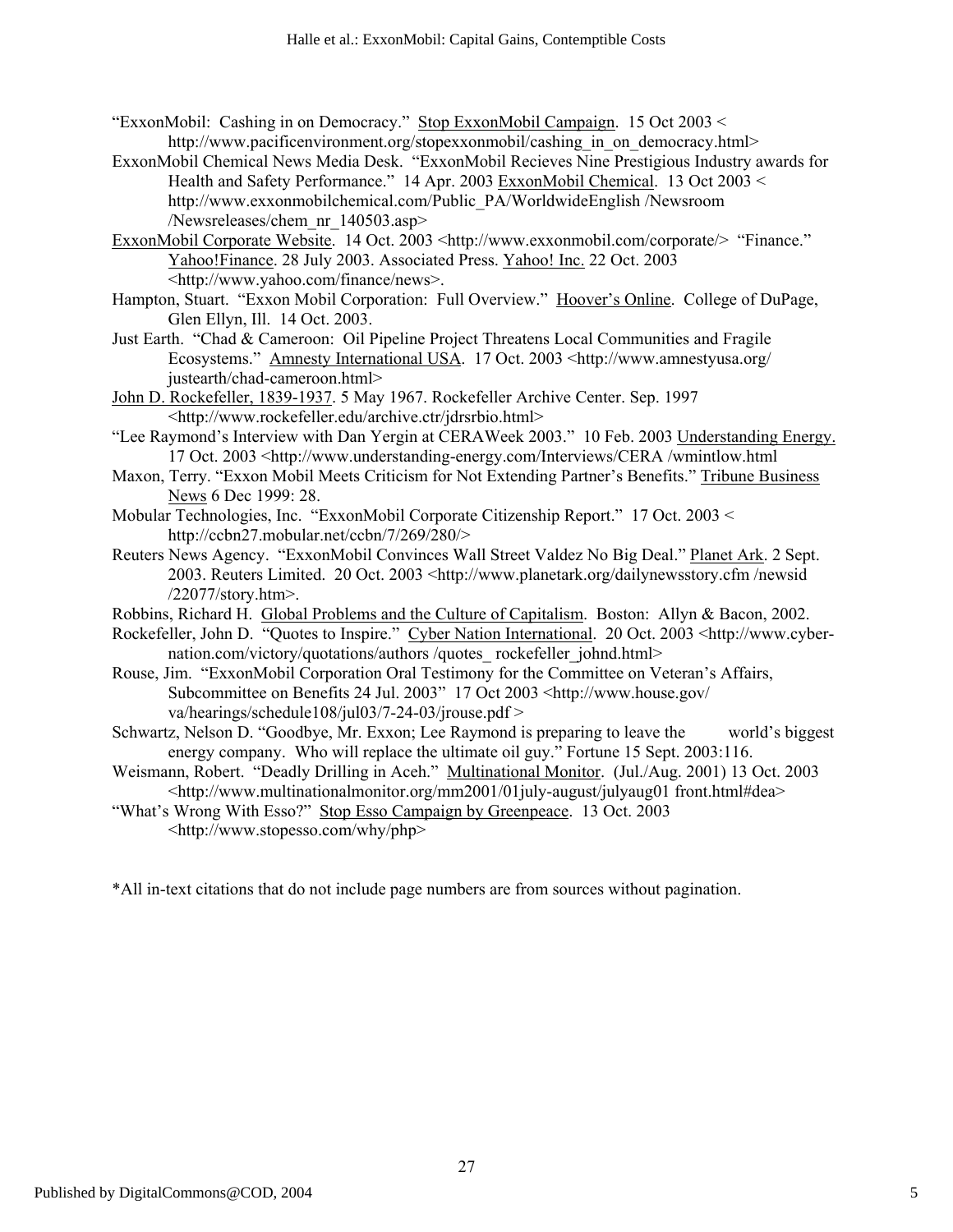"ExxonMobil: Cashing in on Democracy." Stop ExxonMobil Campaign. 15 Oct 2003 < http://www.pacificenvironment.org/stopexxonmobil/cashing_in_on_democracy.html>

ExxonMobil Chemical News Media Desk. "ExxonMobil Recieves Nine Prestigious Industry awards for Health and Safety Performance." 14 Apr. 2003 ExxonMobil Chemical. 13 Oct 2003 < http://www.exxonmobilchemical.com/Public_PA/WorldwideEnglish /Newsroom /Newsreleases/chem_nr_140503.asp>

ExxonMobil Corporate Website. 14 Oct. 2003 <http://www.exxonmobil.com/corporate/> "Finance." Yahoo!Finance. 28 July 2003. Associated Press. Yahoo! Inc. 22 Oct. 2003 <http://www.yahoo.com/finance/news>.

Hampton, Stuart. "Exxon Mobil Corporation: Full Overview." Hoover's Online. College of DuPage, Glen Ellyn, Ill. 14 Oct. 2003.

Just Earth. "Chad & Cameroon: Oil Pipeline Project Threatens Local Communities and Fragile Ecosystems." Amnesty International USA. 17 Oct. 2003 <http://www.amnestyusa.org/ justearth/chad-cameroon.html>

John D. Rockefeller, 1839-1937. 5 May 1967. Rockefeller Archive Center. Sep. 1997 <http://www.rockefeller.edu/archive.ctr/jdrsrbio.html>

"Lee Raymond's Interview with Dan Yergin at CERAWeek 2003." 10 Feb. 2003 Understanding Energy. 17 Oct. 2003 <http://www.understanding-energy.com/Interviews/CERA /wmintlow.html

Maxon, Terry. "Exxon Mobil Meets Criticism for Not Extending Partner's Benefits." Tribune Business News 6 Dec 1999: 28.

Mobular Technologies, Inc. "ExxonMobil Corporate Citizenship Report." 17 Oct. 2003 < http://ccbn27.mobular.net/ccbn/7/269/280/>

Reuters News Agency. "ExxonMobil Convinces Wall Street Valdez No Big Deal." Planet Ark. 2 Sept. 2003. Reuters Limited. 20 Oct. 2003 <http://www.planetark.org/dailynewsstory.cfm /newsid /22077/story.htm>.

Robbins, Richard H. Global Problems and the Culture of Capitalism. Boston: Allyn & Bacon, 2002.

Rockefeller, John D. "Quotes to Inspire." Cyber Nation International. 20 Oct. 2003 <http://www.cyber-nation.com/victory/quotations/authors /quotes_ rockefeller_johnd.html>

Rouse, Jim. "ExxonMobil Corporation Oral Testimony for the Committee on Veteran's Affairs, Subcommittee on Benefits 24 Jul. 2003" 17 Oct 2003 <http://www.house.gov/ va/hearings/schedule108/jul03/7-24-03/jrouse.pdf >

Schwartz, Nelson D. "Goodbye, Mr. Exxon; Lee Raymond is preparing to leave the world's biggest energy company. Who will replace the ultimate oil guy." Fortune 15 Sept. 2003:116.

Weismann, Robert. "Deadly Drilling in Aceh." Multinational Monitor. (Jul./Aug. 2001) 13 Oct. 2003 <http://www.multinationalmonitor.org/mm2001/01july-august/julyaug01 front.html#dea>

"What's Wrong With Esso?" Stop Esso Campaign by Greenpeace. 13 Oct. 2003 <http://www.stopesso.com/why/php>

*All in-text citations that do not include page numbers are from sources without pagination.